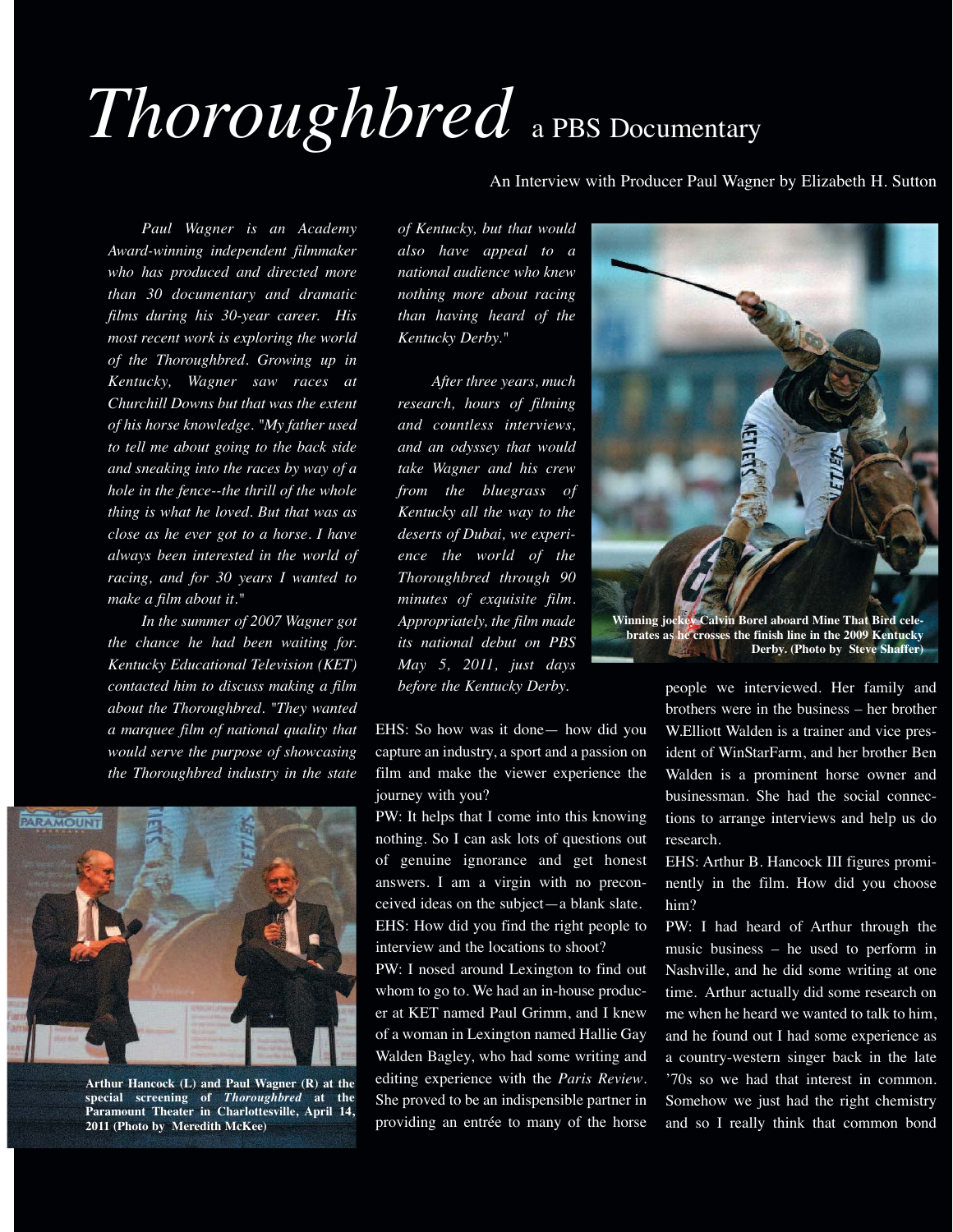# *Thoroughbred* a PBS Documentary

An Interview with Producer Paul Wagner by Elizabeth H. Sutton

*Paul Wagner is an Academy Award-winning independent filmmaker who has produced and directed more than 30 documentary and dramatic films during his 30-year career. His most recent work is exploring the world of the Thoroughbred. Growing up in Kentucky, Wagner saw races at Churchill Downs but that was the extent of his horse knowledge. "My father used to tell me about going to the back side and sneaking into the races by way of a hole in the fence--the thrill of the whole thing is what he loved. But that was as close as he ever got to a horse. I have always been interested in the world of racing, and for 30 years I wanted to make a film about it."*

*In the summer of 2007 Wagner got the chance he had been waiting for. Kentucky Educational Television (KET) contacted him to discuss making a film about the Thoroughbred. "They wanted a marquee film of national quality that would serve the purpose of showcasing the Thoroughbred industry in the state of Kentucky, but that would also have appeal to a national audience who knew nothing more about racing than having heard of the Kentucky Derby."*

*After three years, much research, hours of filming and countless interviews, and an odyssey that would take Wagner and his crew from the bluegrass of Kentucky all the way to the deserts of Dubai, we experience the world of the Thoroughbred through 90 minutes of exquisite film. Appropriately, the film made its national debut on PBS May 5, 2011, just days before the Kentucky Derby.*

**Arthur Hancock (L) and Paul Wagner (R) at the special screening of *Thoroughbred* at the Paramount Theater in Charlottesville, April 14, 2011 (Photo by Meredith McKee)**

EHS: So how was it done— how did you capture an industry, a sport and a passion on film and make the viewer experience the journey with you?

PW: It helps that I come into this knowing nothing. So I can ask lots of questions out of genuine ignorance and get honest answers. I am a virgin with no preconceived ideas on the subject—a blank slate.

EHS: How did you find the right people to interview and the locations to shoot?

PW: I nosed around Lexington to find out whom to go to. We had an in-house producer at KET named Paul Grimm, and I knew of a woman in Lexington named Hallie Gay Walden Bagley, who had some writing and editing experience with the *Paris Review*. She proved to be an indispensible partner in providing an entrée to many of the horse people we interviewed. Her family and brothers were in the business – her brother W.Elliott Walden is a trainer and vice president of WinStarFarm, and her brother Ben Walden is a prominent horse owner and businessman. She had the social connections to arrange interviews and help us do research.

**Winning jockey Calvin Borel aboard Mine That Bird celebrates as he crosses the finish line in the 2009 Kentucky Derby. (Photo by Steve Shaffer)**

EHS: Arthur B. Hancock III figures prominently in the film. How did you choose him?

PW: I had heard of Arthur through the music business – he used to perform in Nashville, and he did some writing at one time. Arthur actually did some research on me when he heard we wanted to talk to him, and he found out I had some experience as a country-western singer back in the late '70s so we had that interest in common. Somehow we just had the right chemistry and so I really think that common bond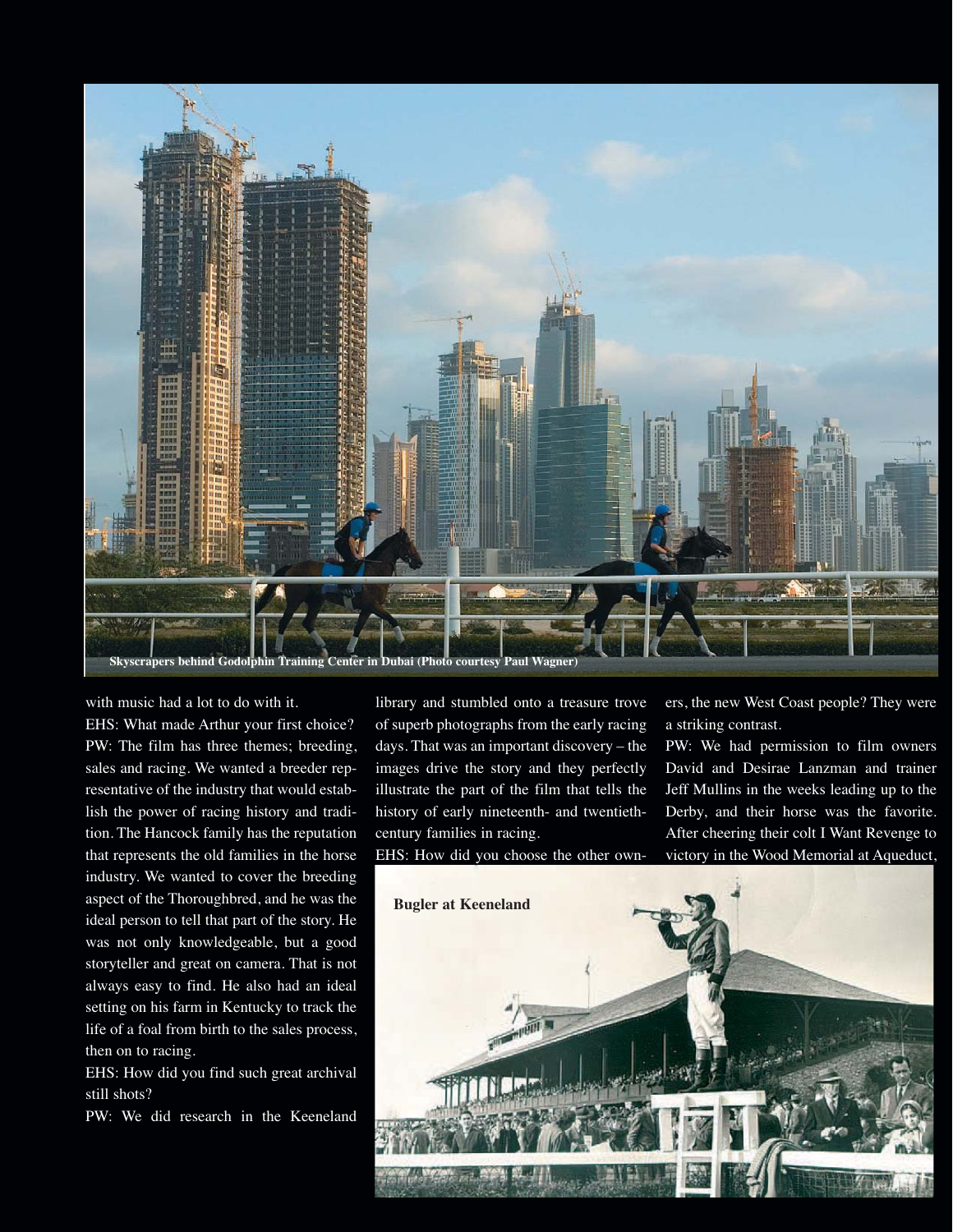Skyscrapers behind Godolphin Training Center in Dubai (Photo courtesy Paul Wagner)

with music had a lot to do with it.

EHS: What made Arthur your first choice?

PW: The film has three themes; breeding, sales and racing. We wanted a breeder representative of the industry that would establish the power of racing history and tradition. The Hancock family has the reputation that represents the old families in the horse industry. We wanted to cover the breeding aspect of the Thoroughbred, and he was the ideal person to tell that part of the story. He was not only knowledgeable, but a good storyteller and great on camera. That is not always easy to find. He also had an ideal setting on his farm in Kentucky to track the life of a foal from birth to the sales process, then on to racing.

EHS: How did you find such great archival still shots?

PW: We did research in the Keeneland library and stumbled onto a treasure trove of superb photographs from the early racing days. That was an important discovery – the images drive the story and they perfectly illustrate the part of the film that tells the history of early nineteenth- and twentieth-century families in racing.

EHS: How did you choose the other owners, the new West Coast people? They were a striking contrast.

PW: We had permission to film owners David and Desirae Lanzman and trainer Jeff Mullins in the weeks leading up to the Derby, and their horse was the favorite. After cheering their colt I Want Revenge to victory in the Wood Memorial at Aqueduct,

Bugler at Keeneland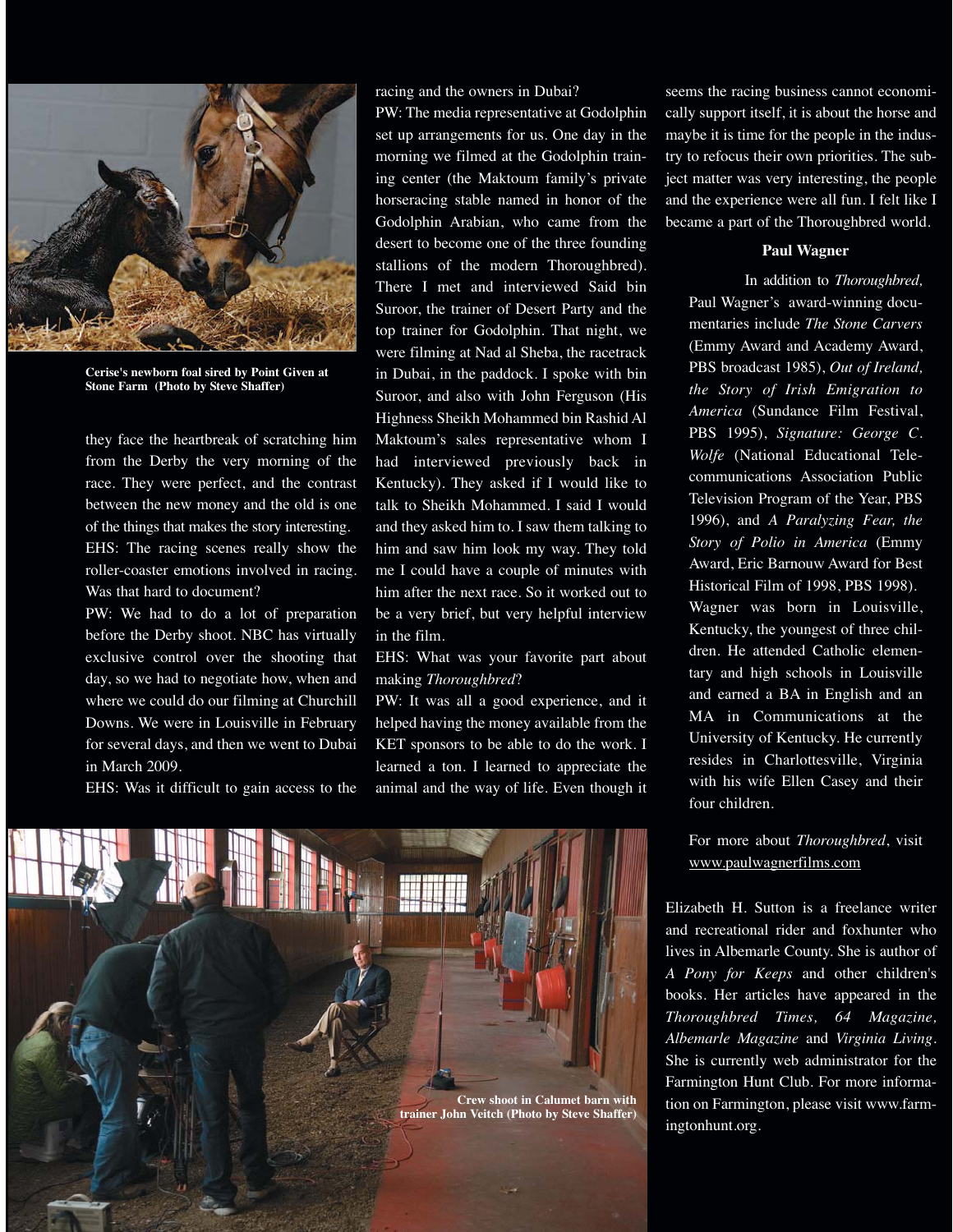Cerise's newborn foal sired by Point Given at Stone Farm (Photo by Steve Shaffer)

they face the heartbreak of scratching him from the Derby the very morning of the race. They were perfect, and the contrast between the new money and the old is one of the things that makes the story interesting.

EHS: The racing scenes really show the roller-coaster emotions involved in racing. Was that hard to document?

PW: We had to do a lot of preparation before the Derby shoot. NBC has virtually exclusive control over the shooting that day, so we had to negotiate how, when and where we could do our filming at Churchill Downs. We were in Louisville in February for several days, and then we went to Dubai in March 2009.

EHS: Was it difficult to gain access to the racing and the owners in Dubai?

PW: The media representative at Godolphin set up arrangements for us. One day in the morning we filmed at the Godolphin training center (the Maktoum family's private horseracing stable named in honor of the Godolphin Arabian, who came from the desert to become one of the three founding stallions of the modern Thoroughbred). There I met and interviewed Said bin Suroor, the trainer of Desert Party and the top trainer for Godolphin. That night, we were filming at Nad al Sheba, the racetrack in Dubai, in the paddock. I spoke with bin Suroor, and also with John Ferguson (His Highness Sheikh Mohammed bin Rashid Al Maktoum's sales representative whom I had interviewed previously back in Kentucky). They asked if I would like to talk to Sheikh Mohammed. I said I would and they asked him to. I saw them talking to him and saw him look my way. They told me I could have a couple of minutes with him after the next race. So it worked out to be a very brief, but very helpful interview in the film.

EHS: What was your favorite part about making *Thoroughbred*?

PW: It was all a good experience, and it helped having the money available from the KET sponsors to be able to do the work. I learned a ton. I learned to appreciate the animal and the way of life. Even though it seems the racing business cannot economically support itself, it is about the horse and maybe it is time for the people in the industry to refocus their own priorities. The subject matter was very interesting, the people and the experience were all fun. I felt like I became a part of the Thoroughbred world.

Crew shoot in Calumet barn with trainer John Veitch (Photo by Steve Shaffer)

**Paul Wagner**

In addition to *Thoroughbred,* Paul Wagner's award-winning documentaries include *The Stone Carvers* (Emmy Award and Academy Award, PBS broadcast 1985), *Out of Ireland, the Story of Irish Emigration to America* (Sundance Film Festival, PBS 1995), *Signature: George C. Wolfe* (National Educational Telecommunications Association Public Television Program of the Year, PBS 1996), and *A Paralyzing Fear, the Story of Polio in America* (Emmy Award, Eric Barnouw Award for Best Historical Film of 1998, PBS 1998). Wagner was born in Louisville, Kentucky, the youngest of three children. He attended Catholic elementary and high schools in Louisville and earned a BA in English and an MA in Communications at the University of Kentucky. He currently resides in Charlottesville, Virginia with his wife Ellen Casey and their four children.

For more about *Thoroughbred*, visit www.paulwagnerfilms.com

Elizabeth H. Sutton is a freelance writer and recreational rider and foxhunter who lives in Albemarle County. She is author of *A Pony for Keeps* and other children's books. Her articles have appeared in the *Thoroughbred Times, 64 Magazine, Albemarle Magazine* and *Virginia Living*. She is currently web administrator for the Farmington Hunt Club. For more information on Farmington, please visit www.farmingtonhunt.org.